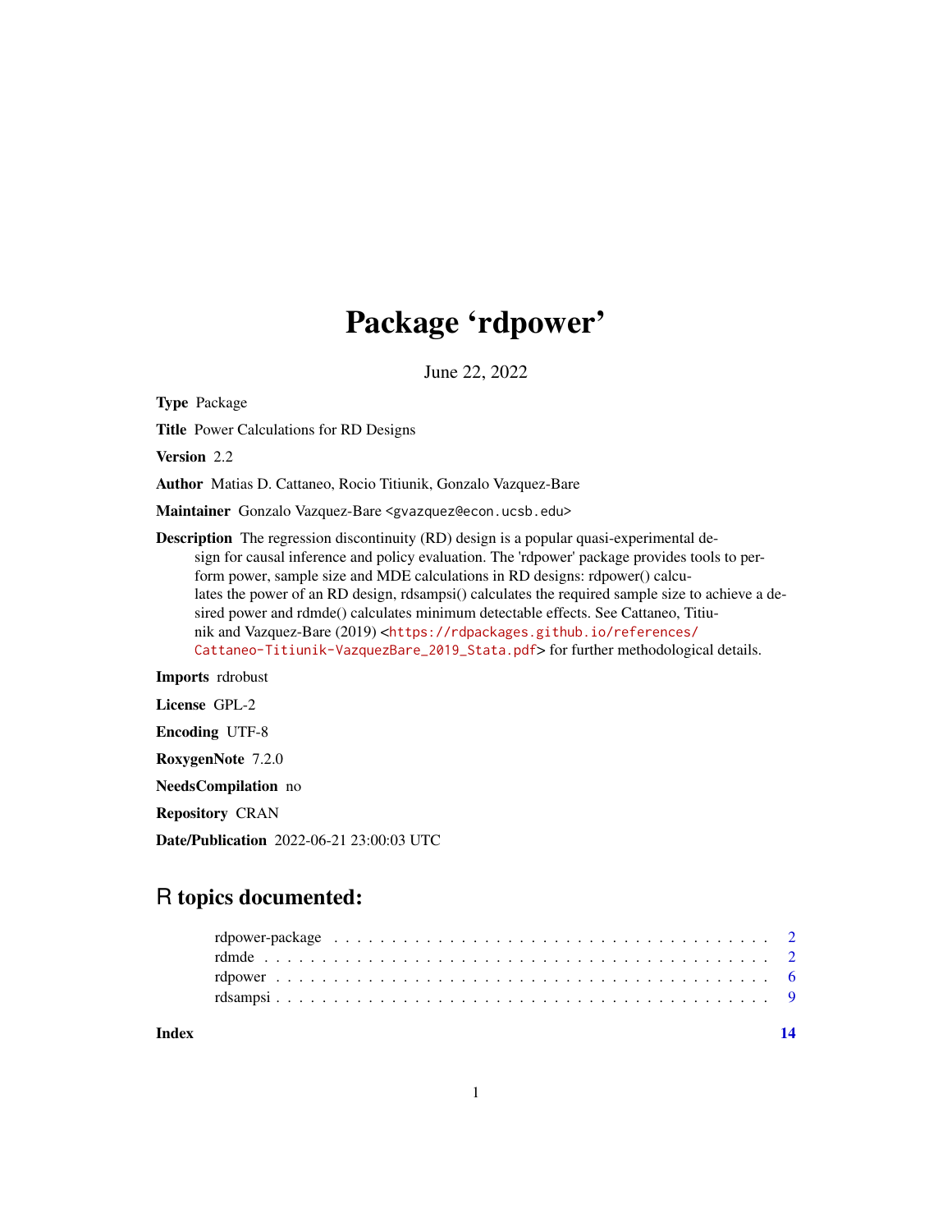# Package 'rdpower'

June 22, 2022

**Type** Package

**Title** Power Calculations for RD Designs

**Version** 2.2

**Author** Matias D. Cattaneo, Rocio Titiunik, Gonzalo Vazquez-Bare

**Maintainer** Gonzalo Vazquez-Bare <gvazquez@econ.ucsb.edu>

**Description** The regression discontinuity (RD) design is a popular quasi-experimental design for causal inference and policy evaluation. The 'rdpower' package provides tools to perform power, sample size and MDE calculations in RD designs: rdpower() calculates the power of an RD design, rdsampsi() calculates the required sample size to achieve a desired power and rdmde() calculates minimum detectable effects. See Cattaneo, Titiunik and Vazquez-Bare (2019) <https://rdpackages.github.io/references/Cattaneo-Titiunik-VazquezBare_2019_Stata.pdf> for further methodological details.

**Imports** rdrobust

**License** GPL-2

**Encoding** UTF-8

**RoxygenNote** 7.2.0

**NeedsCompilation** no

**Repository** CRAN

**Date/Publication** 2022-06-21 23:00:03 UTC

## R topics documented:

| | |
|---|---|
| rdpower-package | 2 |
| rdmde | 2 |
| rdpower | 6 |
| rdsampsi | 9 |
| **Index** | **14** |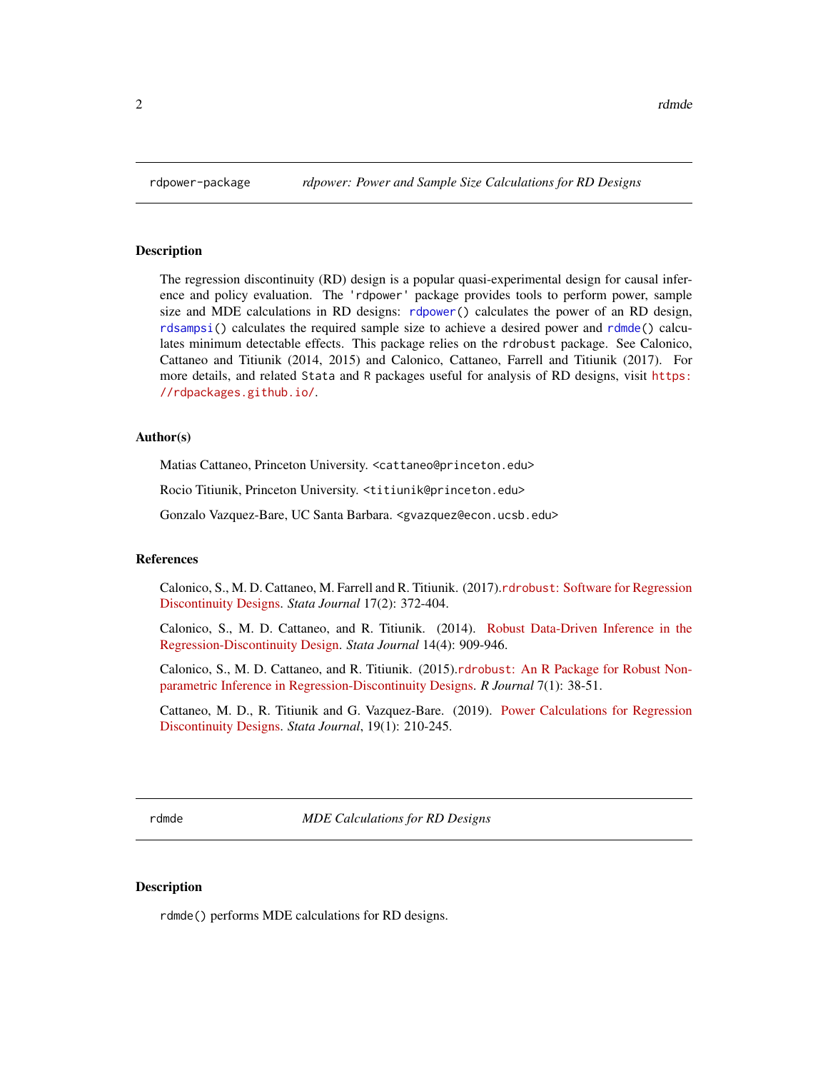## rdpower-package — *rdpower: Power and Sample Size Calculations for RD Designs*

### Description

The regression discontinuity (RD) design is a popular quasi-experimental design for causal inference and policy evaluation. The 'rdpower' package provides tools to perform power, sample size and MDE calculations in RD designs: `rdpower()` calculates the power of an RD design, `rdsampsi()` calculates the required sample size to achieve a desired power and `rdmde()` calculates minimum detectable effects. This package relies on the `rdrobust` package. See Calonico, Cattaneo and Titiunik (2014, 2015) and Calonico, Cattaneo, Farrell and Titiunik (2017). For more details, and related `Stata` and `R` packages useful for analysis of RD designs, visit https://rdpackages.github.io/.

### Author(s)

Matias Cattaneo, Princeton University. <cattaneo@princeton.edu>

Rocio Titiunik, Princeton University. <titiunik@princeton.edu>

Gonzalo Vazquez-Bare, UC Santa Barbara. <gvazquez@econ.ucsb.edu>

### References

Calonico, S., M. D. Cattaneo, M. Farrell and R. Titiunik. (2017).`rdrobust`: Software for Regression Discontinuity Designs. *Stata Journal* 17(2): 372-404.

Calonico, S., M. D. Cattaneo, and R. Titiunik. (2014). Robust Data-Driven Inference in the Regression-Discontinuity Design. *Stata Journal* 14(4): 909-946.

Calonico, S., M. D. Cattaneo, and R. Titiunik. (2015).`rdrobust`: An R Package for Robust Nonparametric Inference in Regression-Discontinuity Designs. *R Journal* 7(1): 38-51.

Cattaneo, M. D., R. Titiunik and G. Vazquez-Bare. (2019). Power Calculations for Regression Discontinuity Designs. *Stata Journal*, 19(1): 210-245.

## rdmde — *MDE Calculations for RD Designs*

### Description

`rdmde()` performs MDE calculations for RD designs.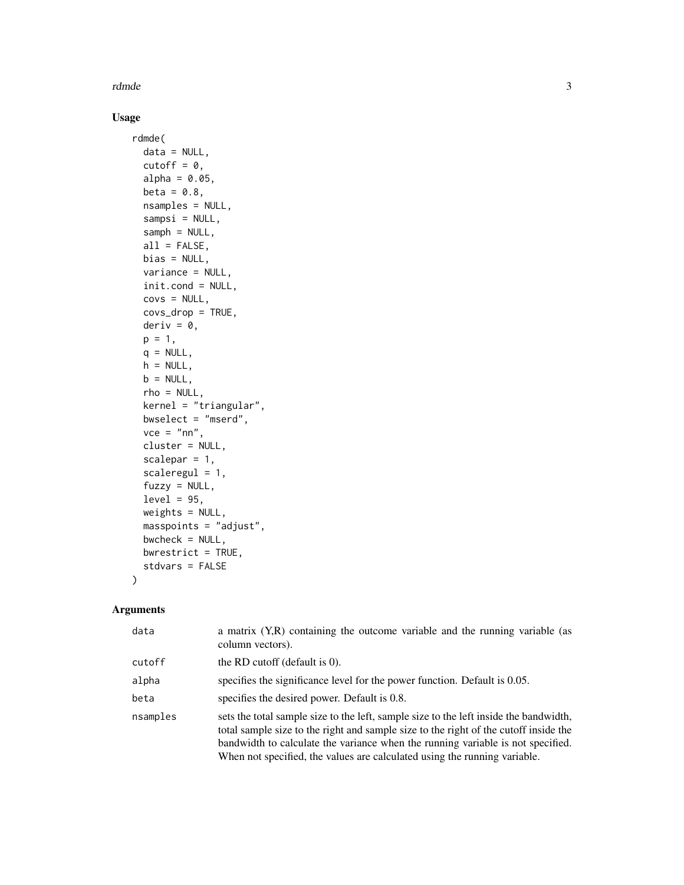## Usage

```
rdmde(
  data = NULL,
  cutoff = 0,
  alpha = 0.05,
  beta = 0.8,
  nsamples = NULL,
  sampsi = NULL,
  samph = NULL,
  all = FALSE,
  bias = NULL,
  variance = NULL,
  init.cond = NULL,
  covs = NULL,
  covs_drop = TRUE,
  deriv = 0,
  p = 1,
  q = NULL,
  h = NULL,
  b = NULL,
  rho = NULL,
  kernel = "triangular",
  bwselect = "mserd",
  vce = "nn",
  cluster = NULL,
  scalepar = 1,
  scaleregul = 1,
  fuzzy = NULL,
  level = 95,
  weights = NULL,
  masspoints = "adjust",
  bwcheck = NULL,
  bwrestrict = TRUE,
  stdvars = FALSE
)
```

## Arguments

| | |
|---|---|
| `data` | a matrix (Y,R) containing the outcome variable and the running variable (as column vectors). |
| `cutoff` | the RD cutoff (default is 0). |
| `alpha` | specifies the significance level for the power function. Default is 0.05. |
| `beta` | specifies the desired power. Default is 0.8. |
| `nsamples` | sets the total sample size to the left, sample size to the left inside the bandwidth, total sample size to the right and sample size to the right of the cutoff inside the bandwidth to calculate the variance when the running variable is not specified. When not specified, the values are calculated using the running variable. |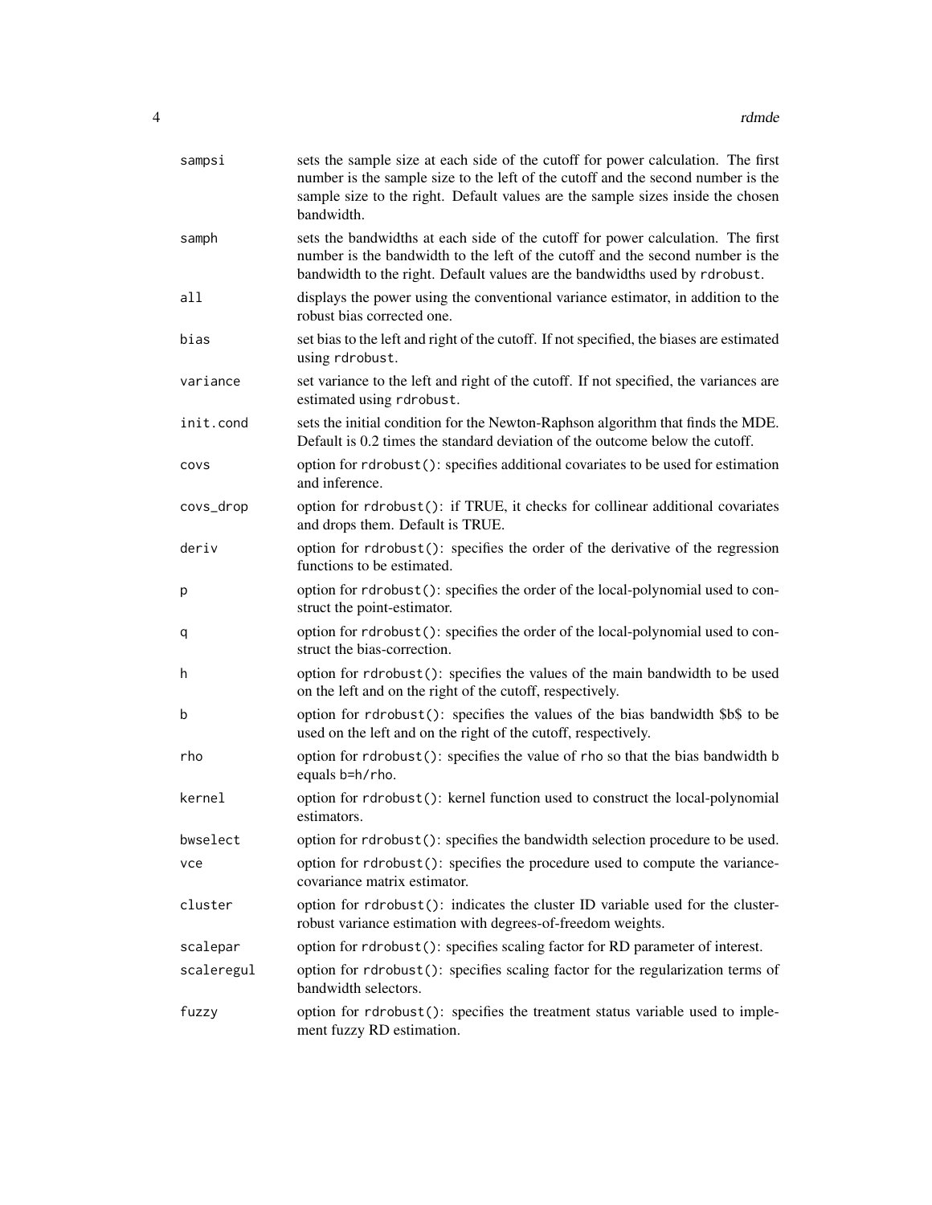| | |
|---|---|
| `sampsi` | sets the sample size at each side of the cutoff for power calculation. The first number is the sample size to the left of the cutoff and the second number is the sample size to the right. Default values are the sample sizes inside the chosen bandwidth. |
| `samph` | sets the bandwidths at each side of the cutoff for power calculation. The first number is the bandwidth to the left of the cutoff and the second number is the bandwidth to the right. Default values are the bandwidths used by `rdrobust`. |
| `all` | displays the power using the conventional variance estimator, in addition to the robust bias corrected one. |
| `bias` | set bias to the left and right of the cutoff. If not specified, the biases are estimated using `rdrobust`. |
| `variance` | set variance to the left and right of the cutoff. If not specified, the variances are estimated using `rdrobust`. |
| `init.cond` | sets the initial condition for the Newton-Raphson algorithm that finds the MDE. Default is 0.2 times the standard deviation of the outcome below the cutoff. |
| `covs` | option for `rdrobust()`: specifies additional covariates to be used for estimation and inference. |
| `covs_drop` | option for `rdrobust()`: if TRUE, it checks for collinear additional covariates and drops them. Default is TRUE. |
| `deriv` | option for `rdrobust()`: specifies the order of the derivative of the regression functions to be estimated. |
| `p` | option for `rdrobust()`: specifies the order of the local-polynomial used to construct the point-estimator. |
| `q` | option for `rdrobust()`: specifies the order of the local-polynomial used to construct the bias-correction. |
| `h` | option for `rdrobust()`: specifies the values of the main bandwidth to be used on the left and on the right of the cutoff, respectively. |
| `b` | option for `rdrobust()`: specifies the values of the bias bandwidth $b$ to be used on the left and on the right of the cutoff, respectively. |
| `rho` | option for `rdrobust()`: specifies the value of `rho` so that the bias bandwidth `b` equals `b=h/rho`. |
| `kernel` | option for `rdrobust()`: kernel function used to construct the local-polynomial estimators. |
| `bwselect` | option for `rdrobust()`: specifies the bandwidth selection procedure to be used. |
| `vce` | option for `rdrobust()`: specifies the procedure used to compute the variance-covariance matrix estimator. |
| `cluster` | option for `rdrobust()`: indicates the cluster ID variable used for the cluster-robust variance estimation with degrees-of-freedom weights. |
| `scalepar` | option for `rdrobust()`: specifies scaling factor for RD parameter of interest. |
| `scaleregul` | option for `rdrobust()`: specifies scaling factor for the regularization terms of bandwidth selectors. |
| `fuzzy` | option for `rdrobust()`: specifies the treatment status variable used to implement fuzzy RD estimation. |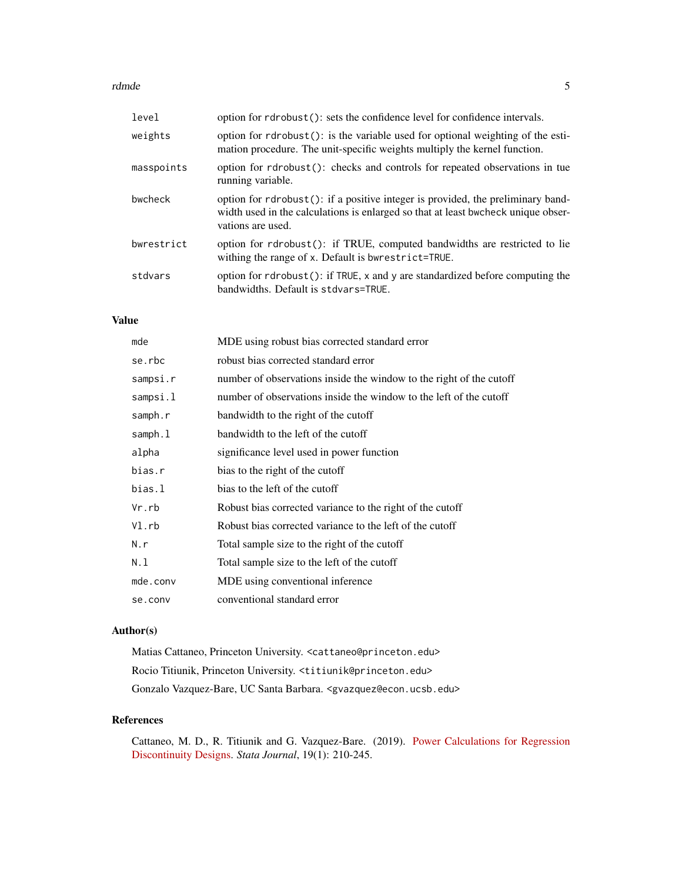| | |
|---|---|
| `level` | option for `rdrobust()`: sets the confidence level for confidence intervals. |
| `weights` | option for `rdrobust()`: is the variable used for optional weighting of the estimation procedure. The unit-specific weights multiply the kernel function. |
| `masspoints` | option for `rdrobust()`: checks and controls for repeated observations in tue running variable. |
| `bwcheck` | option for `rdrobust()`: if a positive integer is provided, the preliminary bandwidth used in the calculations is enlarged so that at least `bwcheck` unique observations are used. |
| `bwrestrict` | option for `rdrobust()`: if TRUE, computed bandwidths are restricted to lie withing the range of `x`. Default is `bwrestrict=TRUE`. |
| `stdvars` | option for `rdrobust()`: if `TRUE`, `x` and `y` are standardized before computing the bandwidths. Default is `stdvars=TRUE`. |

## Value

| | |
|---|---|
| `mde` | MDE using robust bias corrected standard error |
| `se.rbc` | robust bias corrected standard error |
| `sampsi.r` | number of observations inside the window to the right of the cutoff |
| `sampsi.l` | number of observations inside the window to the left of the cutoff |
| `samph.r` | bandwidth to the right of the cutoff |
| `samph.l` | bandwidth to the left of the cutoff |
| `alpha` | significance level used in power function |
| `bias.r` | bias to the right of the cutoff |
| `bias.l` | bias to the left of the cutoff |
| `Vr.rb` | Robust bias corrected variance to the right of the cutoff |
| `Vl.rb` | Robust bias corrected variance to the left of the cutoff |
| `N.r` | Total sample size to the right of the cutoff |
| `N.l` | Total sample size to the left of the cutoff |
| `mde.conv` | MDE using conventional inference |
| `se.conv` | conventional standard error |

## Author(s)

Matias Cattaneo, Princeton University. `<cattaneo@princeton.edu>`

Rocio Titiunik, Princeton University. `<titiunik@princeton.edu>`

Gonzalo Vazquez-Bare, UC Santa Barbara. `<gvazquez@econ.ucsb.edu>`

## References

Cattaneo, M. D., R. Titiunik and G. Vazquez-Bare. (2019). Power Calculations for Regression Discontinuity Designs. *Stata Journal*, 19(1): 210-245.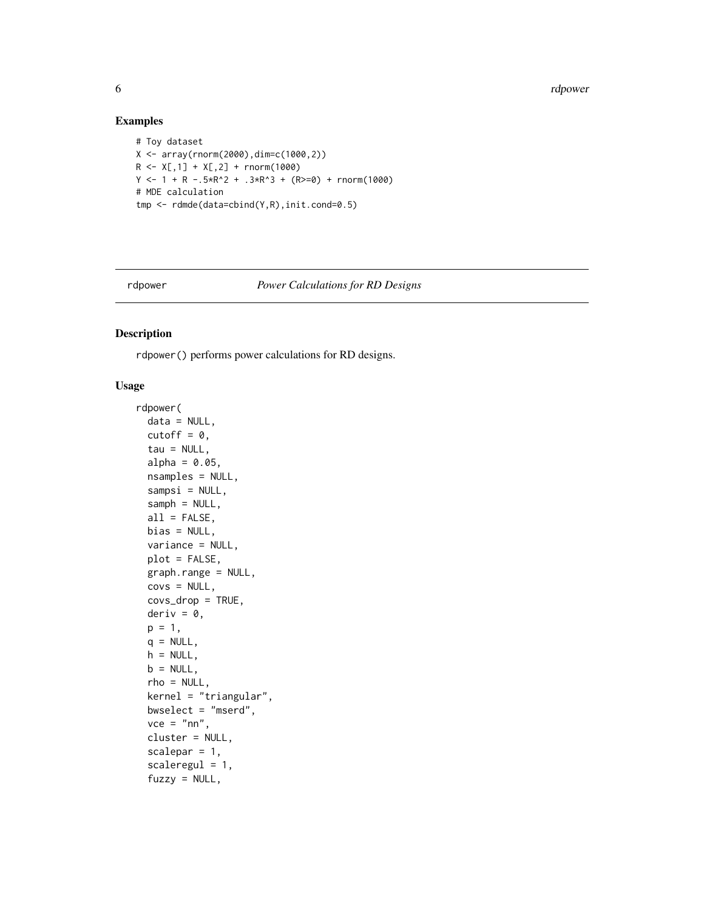### Examples

```
# Toy dataset
X <- array(rnorm(2000),dim=c(1000,2))
R <- X[,1] + X[,2] + rnorm(1000)
Y <- 1 + R -.5*R^2 + .3*R^3 + (R>=0) + rnorm(1000)
# MDE calculation
tmp <- rdmde(data=cbind(Y,R),init.cond=0.5)
```

---

## rdpower &nbsp;&nbsp;&nbsp;&nbsp; *Power Calculations for RD Designs*

---

### Description

rdpower() performs power calculations for RD designs.

### Usage

```
rdpower(
  data = NULL,
  cutoff = 0,
  tau = NULL,
  alpha = 0.05,
  nsamples = NULL,
  sampsi = NULL,
  samph = NULL,
  all = FALSE,
  bias = NULL,
  variance = NULL,
  plot = FALSE,
  graph.range = NULL,
  covs = NULL,
  covs_drop = TRUE,
  deriv = 0,
  p = 1,
  q = NULL,
  h = NULL,
  b = NULL,
  rho = NULL,
  kernel = "triangular",
  bwselect = "mserd",
  vce = "nn",
  cluster = NULL,
  scalepar = 1,
  scaleregul = 1,
  fuzzy = NULL,
```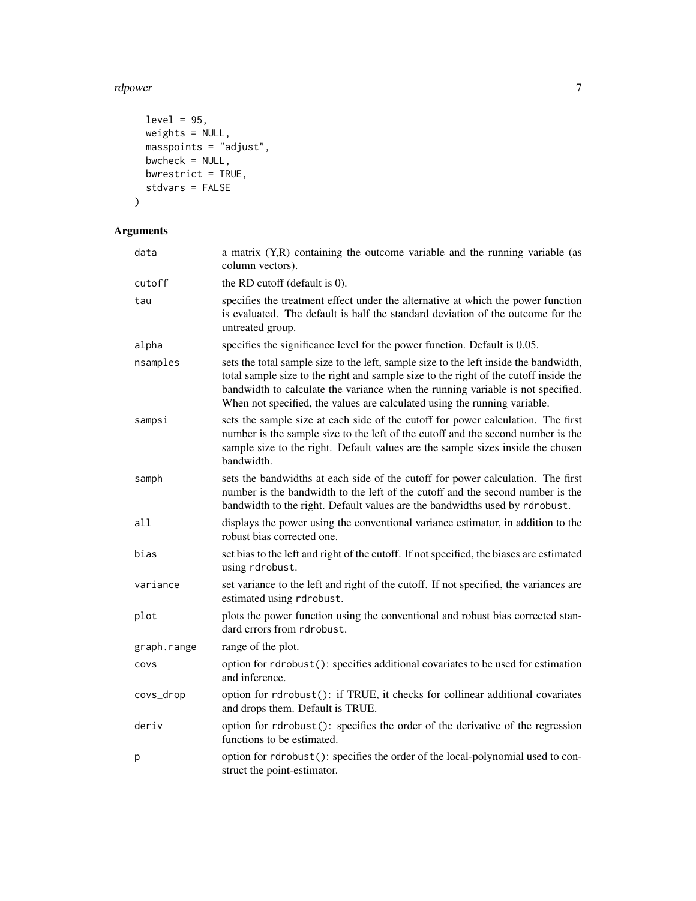```
  level = 95,
  weights = NULL,
  masspoints = "adjust",
  bwcheck = NULL,
  bwrestrict = TRUE,
  stdvars = FALSE
)
```

## Arguments

| | |
|---|---|
| data | a matrix (Y,R) containing the outcome variable and the running variable (as column vectors). |
| cutoff | the RD cutoff (default is 0). |
| tau | specifies the treatment effect under the alternative at which the power function is evaluated. The default is half the standard deviation of the outcome for the untreated group. |
| alpha | specifies the significance level for the power function. Default is 0.05. |
| nsamples | sets the total sample size to the left, sample size to the left inside the bandwidth, total sample size to the right and sample size to the right of the cutoff inside the bandwidth to calculate the variance when the running variable is not specified. When not specified, the values are calculated using the running variable. |
| sampsi | sets the sample size at each side of the cutoff for power calculation. The first number is the sample size to the left of the cutoff and the second number is the sample size to the right. Default values are the sample sizes inside the chosen bandwidth. |
| samph | sets the bandwidths at each side of the cutoff for power calculation. The first number is the bandwidth to the left of the cutoff and the second number is the bandwidth to the right. Default values are the bandwidths used by `rdrobust`. |
| all | displays the power using the conventional variance estimator, in addition to the robust bias corrected one. |
| bias | set bias to the left and right of the cutoff. If not specified, the biases are estimated using `rdrobust`. |
| variance | set variance to the left and right of the cutoff. If not specified, the variances are estimated using `rdrobust`. |
| plot | plots the power function using the conventional and robust bias corrected standard errors from `rdrobust`. |
| graph.range | range of the plot. |
| covs | option for `rdrobust()`: specifies additional covariates to be used for estimation and inference. |
| covs_drop | option for `rdrobust()`: if TRUE, it checks for collinear additional covariates and drops them. Default is TRUE. |
| deriv | option for `rdrobust()`: specifies the order of the derivative of the regression functions to be estimated. |
| p | option for `rdrobust()`: specifies the order of the local-polynomial used to construct the point-estimator. |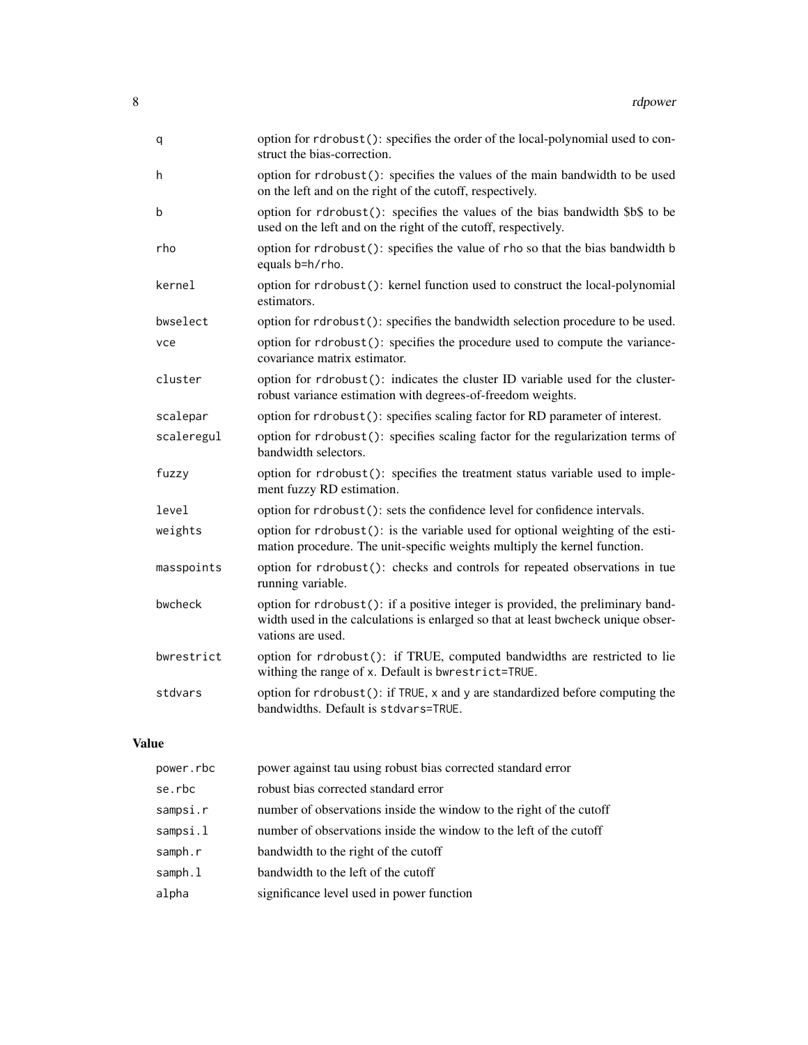| | |
|---|---|
| `q` | option for `rdrobust()`: specifies the order of the local-polynomial used to construct the bias-correction. |
| `h` | option for `rdrobust()`: specifies the values of the main bandwidth to be used on the left and on the right of the cutoff, respectively. |
| `b` | option for `rdrobust()`: specifies the values of the bias bandwidth $b$ to be used on the left and on the right of the cutoff, respectively. |
| `rho` | option for `rdrobust()`: specifies the value of `rho` so that the bias bandwidth `b` equals `b=h/rho`. |
| `kernel` | option for `rdrobust()`: kernel function used to construct the local-polynomial estimators. |
| `bwselect` | option for `rdrobust()`: specifies the bandwidth selection procedure to be used. |
| `vce` | option for `rdrobust()`: specifies the procedure used to compute the variance-covariance matrix estimator. |
| `cluster` | option for `rdrobust()`: indicates the cluster ID variable used for the cluster-robust variance estimation with degrees-of-freedom weights. |
| `scalepar` | option for `rdrobust()`: specifies scaling factor for RD parameter of interest. |
| `scaleregul` | option for `rdrobust()`: specifies scaling factor for the regularization terms of bandwidth selectors. |
| `fuzzy` | option for `rdrobust()`: specifies the treatment status variable used to implement fuzzy RD estimation. |
| `level` | option for `rdrobust()`: sets the confidence level for confidence intervals. |
| `weights` | option for `rdrobust()`: is the variable used for optional weighting of the estimation procedure. The unit-specific weights multiply the kernel function. |
| `masspoints` | option for `rdrobust()`: checks and controls for repeated observations in tue running variable. |
| `bwcheck` | option for `rdrobust()`: if a positive integer is provided, the preliminary bandwidth used in the calculations is enlarged so that at least `bwcheck` unique observations are used. |
| `bwrestrict` | option for `rdrobust()`: if TRUE, computed bandwidths are restricted to lie withing the range of `x`. Default is `bwrestrict=TRUE`. |
| `stdvars` | option for `rdrobust()`: if `TRUE`, `x` and `y` are standardized before computing the bandwidths. Default is `stdvars=TRUE`. |

## Value

| | |
|---|---|
| `power.rbc` | power against tau using robust bias corrected standard error |
| `se.rbc` | robust bias corrected standard error |
| `sampsi.r` | number of observations inside the window to the right of the cutoff |
| `sampsi.l` | number of observations inside the window to the left of the cutoff |
| `samph.r` | bandwidth to the right of the cutoff |
| `samph.l` | bandwidth to the left of the cutoff |
| `alpha` | significance level used in power function |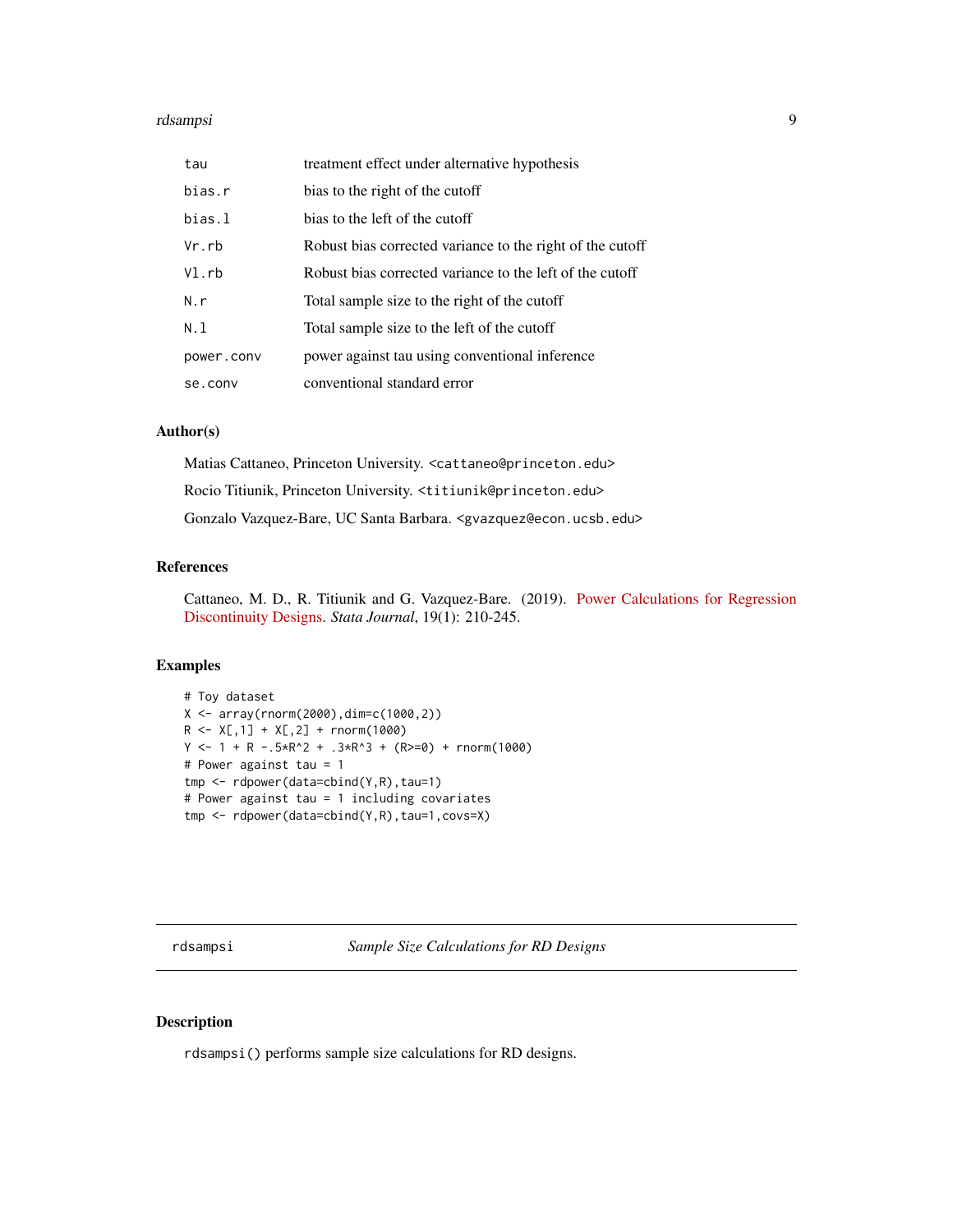| | |
|---|---|
| `tau` | treatment effect under alternative hypothesis |
| `bias.r` | bias to the right of the cutoff |
| `bias.l` | bias to the left of the cutoff |
| `Vr.rb` | Robust bias corrected variance to the right of the cutoff |
| `Vl.rb` | Robust bias corrected variance to the left of the cutoff |
| `N.r` | Total sample size to the right of the cutoff |
| `N.l` | Total sample size to the left of the cutoff |
| `power.conv` | power against tau using conventional inference |
| `se.conv` | conventional standard error |

### Author(s)

Matias Cattaneo, Princeton University. <cattaneo@princeton.edu>

Rocio Titiunik, Princeton University. <titiunik@princeton.edu>

Gonzalo Vazquez-Bare, UC Santa Barbara. <gvazquez@econ.ucsb.edu>

### References

Cattaneo, M. D., R. Titiunik and G. Vazquez-Bare. (2019). Power Calculations for Regression Discontinuity Designs. *Stata Journal*, 19(1): 210-245.

### Examples

```
# Toy dataset
X <- array(rnorm(2000),dim=c(1000,2))
R <- X[,1] + X[,2] + rnorm(1000)
Y <- 1 + R -.5*R^2 + .3*R^3 + (R>=0) + rnorm(1000)
# Power against tau = 1
tmp <- rdpower(data=cbind(Y,R),tau=1)
# Power against tau = 1 including covariates
tmp <- rdpower(data=cbind(Y,R),tau=1,covs=X)
```

---

## rdsampsi — *Sample Size Calculations for RD Designs*

### Description

`rdsampsi()` performs sample size calculations for RD designs.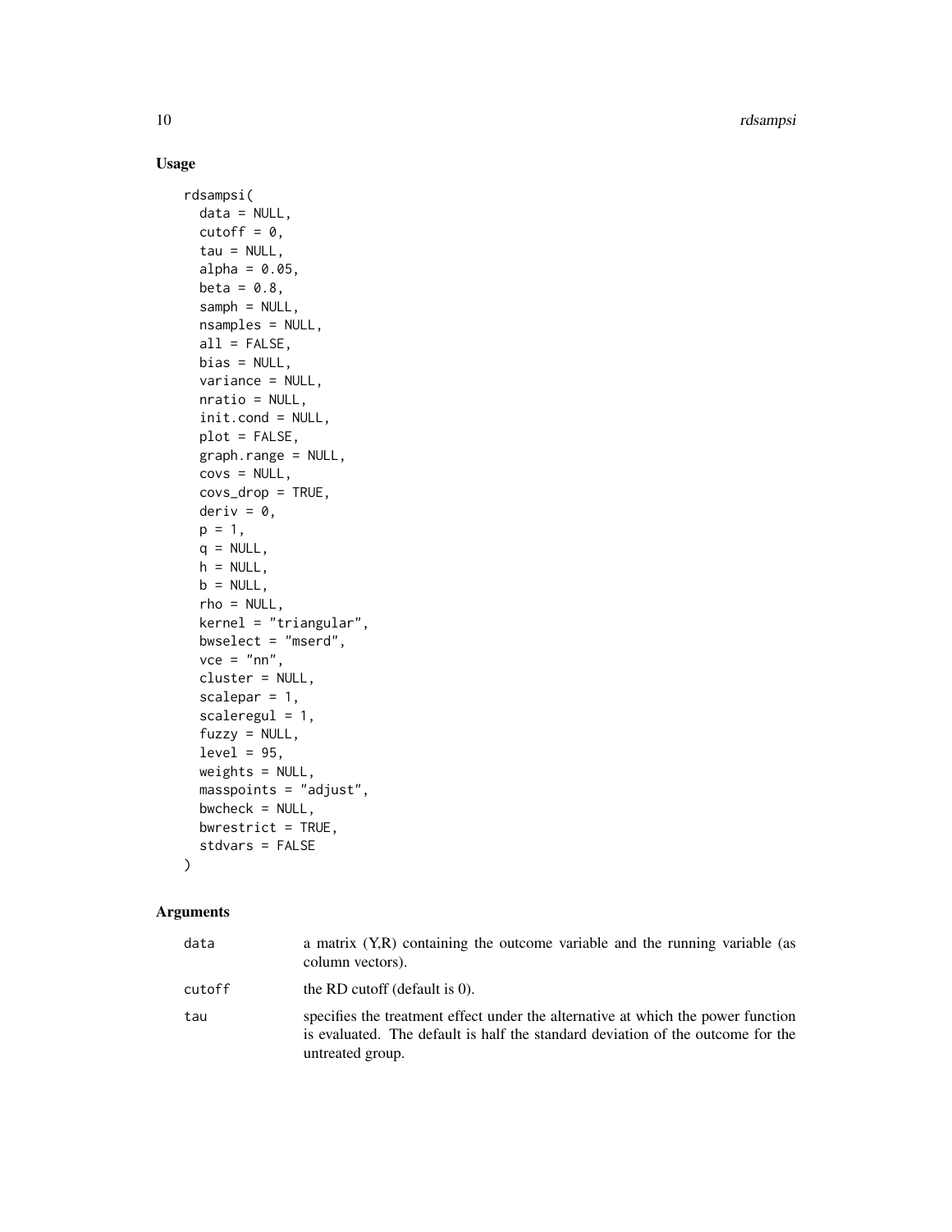### Usage

```
rdsampsi(
  data = NULL,
  cutoff = 0,
  tau = NULL,
  alpha = 0.05,
  beta = 0.8,
  samph = NULL,
  nsamples = NULL,
  all = FALSE,
  bias = NULL,
  variance = NULL,
  nratio = NULL,
  init.cond = NULL,
  plot = FALSE,
  graph.range = NULL,
  covs = NULL,
  covs_drop = TRUE,
  deriv = 0,
  p = 1,
  q = NULL,
  h = NULL,
  b = NULL,
  rho = NULL,
  kernel = "triangular",
  bwselect = "mserd",
  vce = "nn",
  cluster = NULL,
  scalepar = 1,
  scaleregul = 1,
  fuzzy = NULL,
  level = 95,
  weights = NULL,
  masspoints = "adjust",
  bwcheck = NULL,
  bwrestrict = TRUE,
  stdvars = FALSE
)
```

### Arguments

| | |
|---|---|
| `data` | a matrix (Y,R) containing the outcome variable and the running variable (as column vectors). |
| `cutoff` | the RD cutoff (default is 0). |
| `tau` | specifies the treatment effect under the alternative at which the power function is evaluated. The default is half the standard deviation of the outcome for the untreated group. |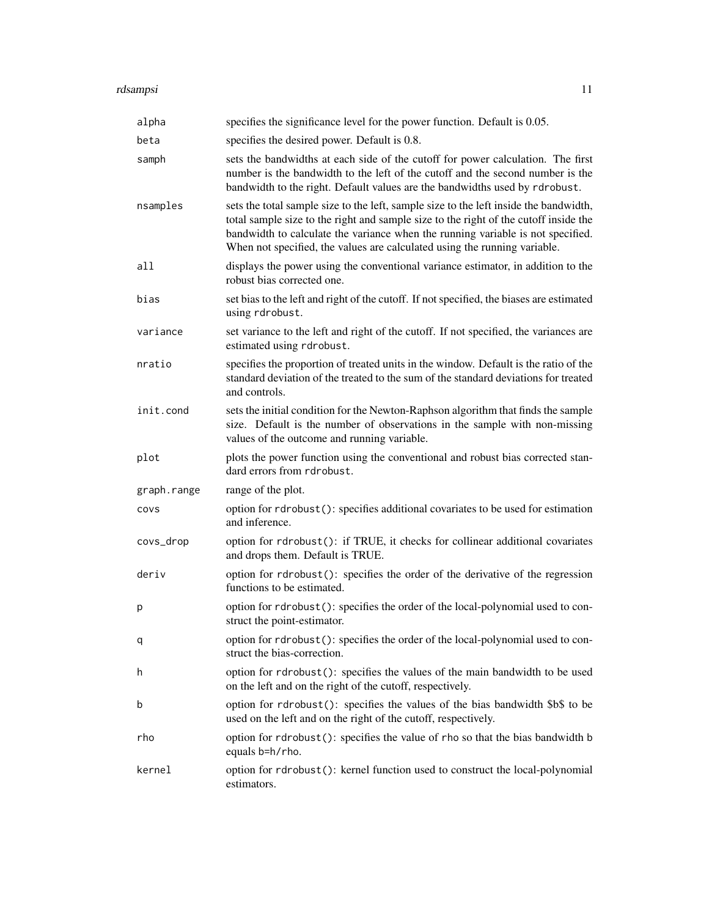| | |
|---|---|
| `alpha` | specifies the significance level for the power function. Default is 0.05. |
| `beta` | specifies the desired power. Default is 0.8. |
| `samph` | sets the bandwidths at each side of the cutoff for power calculation. The first number is the bandwidth to the left of the cutoff and the second number is the bandwidth to the right. Default values are the bandwidths used by `rdrobust`. |
| `nsamples` | sets the total sample size to the left, sample size to the left inside the bandwidth, total sample size to the right and sample size to the right of the cutoff inside the bandwidth to calculate the variance when the running variable is not specified. When not specified, the values are calculated using the running variable. |
| `all` | displays the power using the conventional variance estimator, in addition to the robust bias corrected one. |
| `bias` | set bias to the left and right of the cutoff. If not specified, the biases are estimated using `rdrobust`. |
| `variance` | set variance to the left and right of the cutoff. If not specified, the variances are estimated using `rdrobust`. |
| `nratio` | specifies the proportion of treated units in the window. Default is the ratio of the standard deviation of the treated to the sum of the standard deviations for treated and controls. |
| `init.cond` | sets the initial condition for the Newton-Raphson algorithm that finds the sample size. Default is the number of observations in the sample with non-missing values of the outcome and running variable. |
| `plot` | plots the power function using the conventional and robust bias corrected standard errors from `rdrobust`. |
| `graph.range` | range of the plot. |
| `covs` | option for `rdrobust()`: specifies additional covariates to be used for estimation and inference. |
| `covs_drop` | option for `rdrobust()`: if TRUE, it checks for collinear additional covariates and drops them. Default is TRUE. |
| `deriv` | option for `rdrobust()`: specifies the order of the derivative of the regression functions to be estimated. |
| `p` | option for `rdrobust()`: specifies the order of the local-polynomial used to construct the point-estimator. |
| `q` | option for `rdrobust()`: specifies the order of the local-polynomial used to construct the bias-correction. |
| `h` | option for `rdrobust()`: specifies the values of the main bandwidth to be used on the left and on the right of the cutoff, respectively. |
| `b` | option for `rdrobust()`: specifies the values of the bias bandwidth $b$ to be used on the left and on the right of the cutoff, respectively. |
| `rho` | option for `rdrobust()`: specifies the value of `rho` so that the bias bandwidth `b` equals `b=h/rho`. |
| `kernel` | option for `rdrobust()`: kernel function used to construct the local-polynomial estimators. |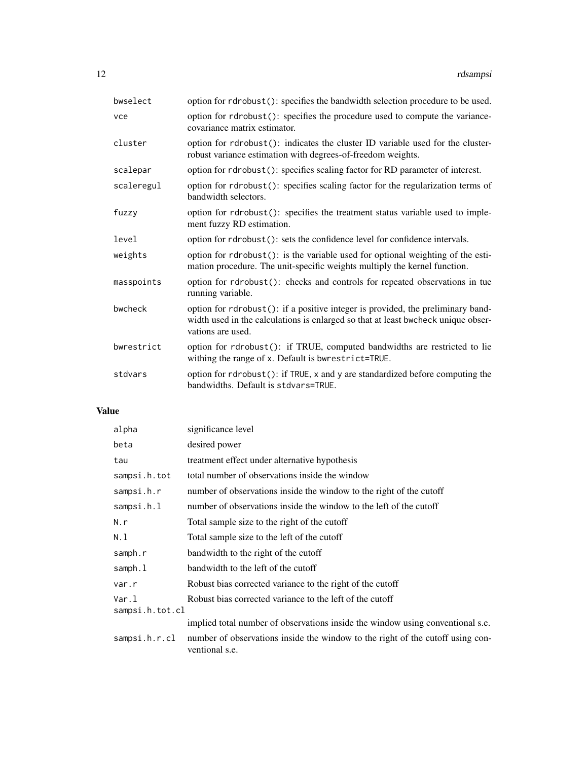| | |
|---|---|
| bwselect | option for rdrobust(): specifies the bandwidth selection procedure to be used. |
| vce | option for rdrobust(): specifies the procedure used to compute the variance-covariance matrix estimator. |
| cluster | option for rdrobust(): indicates the cluster ID variable used for the cluster-robust variance estimation with degrees-of-freedom weights. |
| scalepar | option for rdrobust(): specifies scaling factor for RD parameter of interest. |
| scaleregul | option for rdrobust(): specifies scaling factor for the regularization terms of bandwidth selectors. |
| fuzzy | option for rdrobust(): specifies the treatment status variable used to implement fuzzy RD estimation. |
| level | option for rdrobust(): sets the confidence level for confidence intervals. |
| weights | option for rdrobust(): is the variable used for optional weighting of the estimation procedure. The unit-specific weights multiply the kernel function. |
| masspoints | option for rdrobust(): checks and controls for repeated observations in tue running variable. |
| bwcheck | option for rdrobust(): if a positive integer is provided, the preliminary bandwidth used in the calculations is enlarged so that at least bwcheck unique observations are used. |
| bwrestrict | option for rdrobust(): if TRUE, computed bandwidths are restricted to lie withing the range of x. Default is bwrestrict=TRUE. |
| stdvars | option for rdrobust(): if TRUE, x and y are standardized before computing the bandwidths. Default is stdvars=TRUE. |

## Value

| | |
|---|---|
| alpha | significance level |
| beta | desired power |
| tau | treatment effect under alternative hypothesis |
| sampsi.h.tot | total number of observations inside the window |
| sampsi.h.r | number of observations inside the window to the right of the cutoff |
| sampsi.h.l | number of observations inside the window to the left of the cutoff |
| N.r | Total sample size to the right of the cutoff |
| N.l | Total sample size to the left of the cutoff |
| samph.r | bandwidth to the right of the cutoff |
| samph.l | bandwidth to the left of the cutoff |
| var.r | Robust bias corrected variance to the right of the cutoff |
| Var.l | Robust bias corrected variance to the left of the cutoff |
| sampsi.h.tot.cl | implied total number of observations inside the window using conventional s.e. |
| sampsi.h.r.cl | number of observations inside the window to the right of the cutoff using conventional s.e. |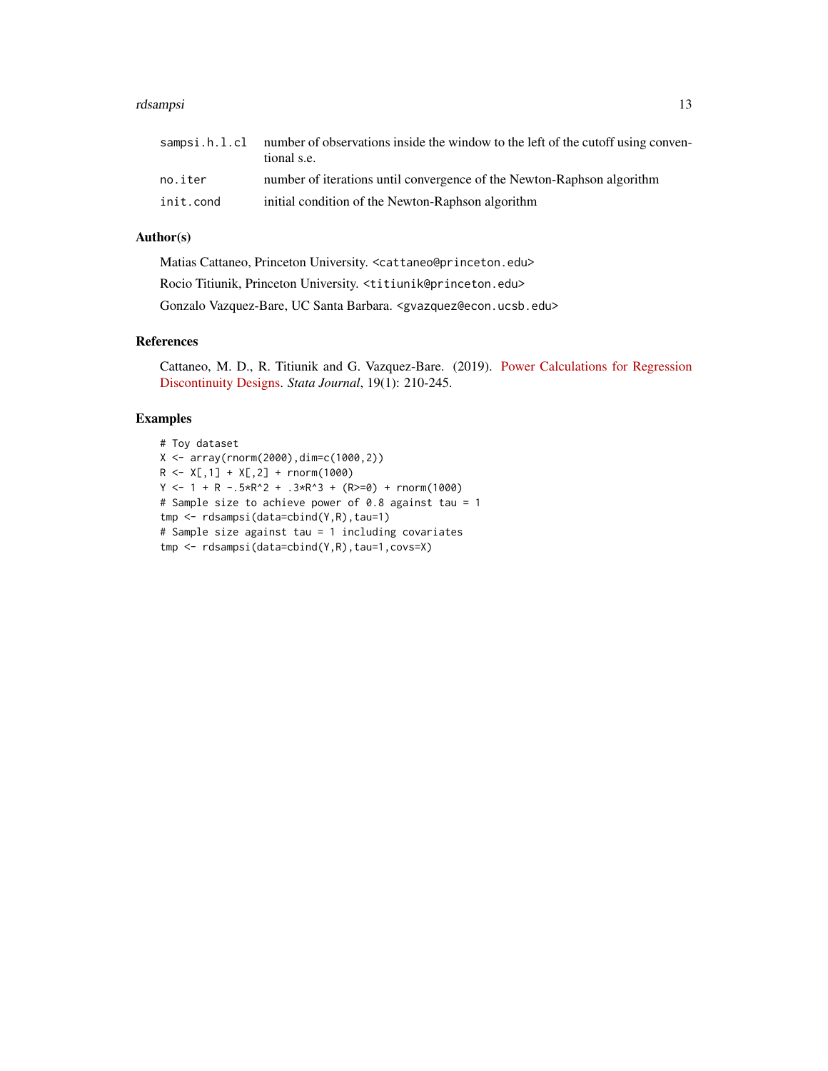| | |
|---|---|
| sampsi.h.l.cl | number of observations inside the window to the left of the cutoff using conventional s.e. |
| no.iter | number of iterations until convergence of the Newton-Raphson algorithm |
| init.cond | initial condition of the Newton-Raphson algorithm |

## Author(s)

Matias Cattaneo, Princeton University. <cattaneo@princeton.edu>

Rocio Titiunik, Princeton University. <titiunik@princeton.edu>

Gonzalo Vazquez-Bare, UC Santa Barbara. <gvazquez@econ.ucsb.edu>

## References

Cattaneo, M. D., R. Titiunik and G. Vazquez-Bare. (2019). Power Calculations for Regression Discontinuity Designs. *Stata Journal*, 19(1): 210-245.

## Examples

```
# Toy dataset
X <- array(rnorm(2000),dim=c(1000,2))
R <- X[,1] + X[,2] + rnorm(1000)
Y <- 1 + R -.5*R^2 + .3*R^3 + (R>=0) + rnorm(1000)
# Sample size to achieve power of 0.8 against tau = 1
tmp <- rdsampsi(data=cbind(Y,R),tau=1)
# Sample size against tau = 1 including covariates
tmp <- rdsampsi(data=cbind(Y,R),tau=1,covs=X)
```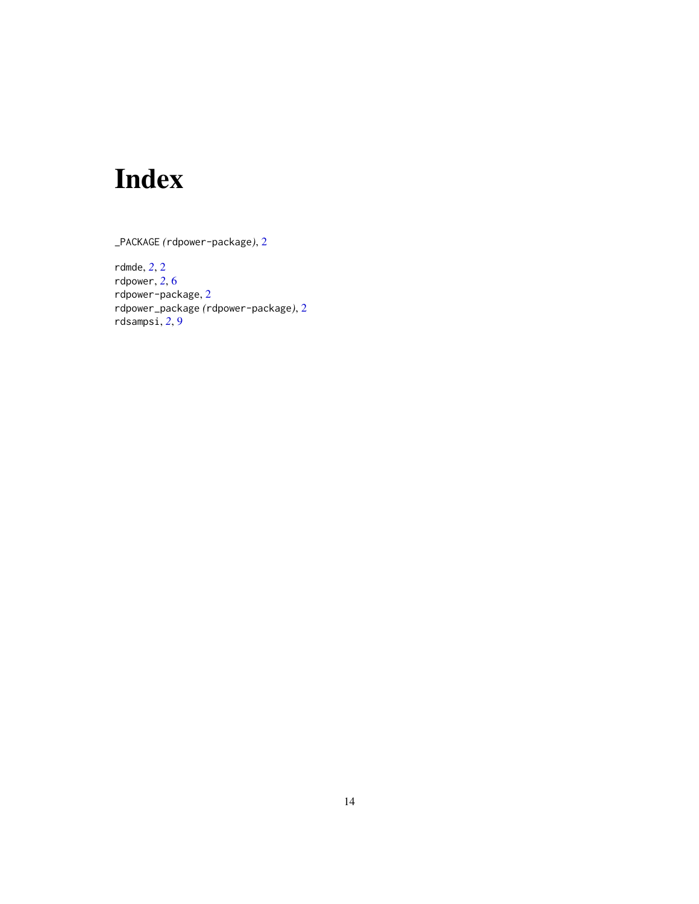# Index

_PACKAGE (rdpower-package), 2

rdmde, *2*, 2
rdpower, *2*, 6
rdpower-package, 2
rdpower_package (rdpower-package), 2
rdsampsi, *2*, 9